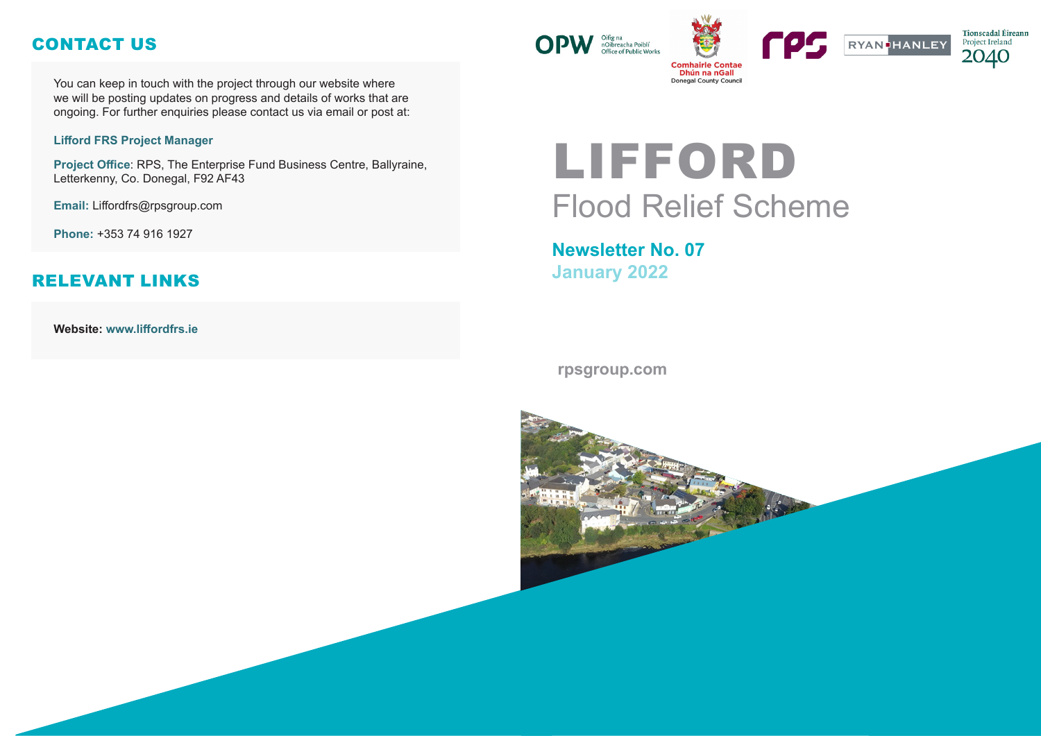## CONTACT US

You can keep in touch with the project through our website where we will be posting updates on progress and details of works that are ongoing. For further enquiries please contact us via email or post at:

**Lifford FRS Project Manager**

**Project Office**: RPS, The Enterprise Fund Business Centre, Ballyraine, Letterkenny, Co. Donegal, F92 AF43

**Email:** Liffordfrs@rpsgroup.com

**Phone:** +353 74 916 1927

## RELEVANT LINKS

**Website:** www.liffordfrs.ie

OPW Oifig na nOibreacha Poiblí Office of Public Works

Comhairle Contae Dhún na nGall Donegal County Council

rps

RYAN HANLEY

Tionscadal Éireann Project Ireland 2040

# LIFFORD

# Flood Relief Scheme

**Newsletter No. 07**

**January 2022**

rpsgroup.com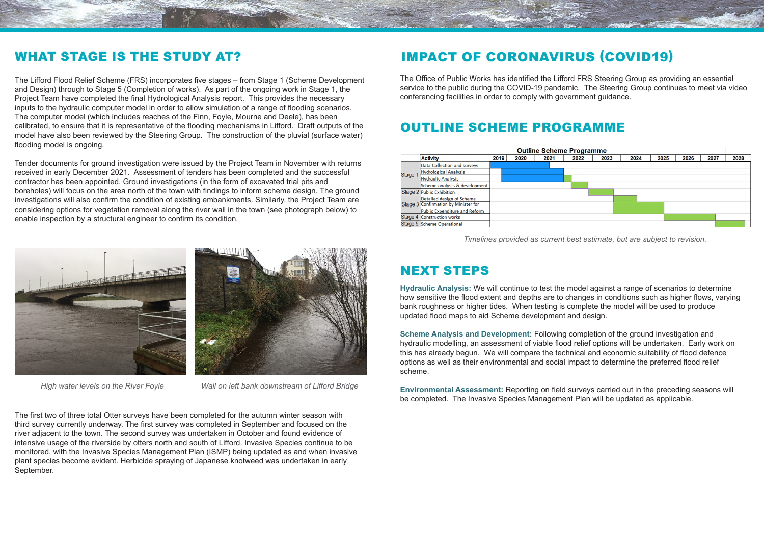## WHAT STAGE IS THE STUDY AT?

The Lifford Flood Relief Scheme (FRS) incorporates five stages – from Stage 1 (Scheme Development and Design) through to Stage 5 (Completion of works). As part of the ongoing work in Stage 1, the Project Team have completed the final Hydrological Analysis report. This provides the necessary inputs to the hydraulic computer model in order to allow simulation of a range of flooding scenarios. The computer model (which includes reaches of the Finn, Foyle, Mourne and Deele), has been calibrated, to ensure that it is representative of the flooding mechanisms in Lifford. Draft outputs of the model have also been reviewed by the Steering Group. The construction of the pluvial (surface water) flooding model is ongoing.

Tender documents for ground investigation were issued by the Project Team in November with returns received in early December 2021. Assessment of tenders has been completed and the successful contractor has been appointed. Ground investigations (in the form of excavated trial pits and boreholes) will focus on the area north of the town with findings to inform scheme design. The ground investigations will also confirm the condition of existing embankments. Similarly, the Project Team are considering options for vegetation removal along the river wall in the town (see photograph below) to enable inspection by a structural engineer to confirm its condition.

*High water levels on the River Foyle*

*Wall on left bank downstream of Lifford Bridge*

The first two of three total Otter surveys have been completed for the autumn winter season with third survey currently underway. The first survey was completed in September and focused on the river adjacent to the town. The second survey was undertaken in October and found evidence of intensive usage of the riverside by otters north and south of Lifford. Invasive Species continue to be monitored, with the Invasive Species Management Plan (ISMP) being updated as and when invasive plant species become evident. Herbicide spraying of Japanese knotweed was undertaken in early September.

## IMPACT OF CORONAVIRUS (COVID19)

The Office of Public Works has identified the Lifford FRS Steering Group as providing an essential service to the public during the COVID-19 pandemic. The Steering Group continues to meet via video conferencing facilities in order to comply with government guidance.

## OUTLINE SCHEME PROGRAMME

Outline Scheme Programme

Activity | 2019 | 2020 | 2021 | 2022 | 2023 | 2024 | 2025 | 2026 | 2027 | 2028

Stage 1: Data Collection and surveys; Hydrological Analysis; Hydraulic Analysis; Scheme analysis & development

Stage 2: Public Exhibition

Stage 3: Detailed design of Scheme; Confirmation by Minister for Public Expenditure and Reform

Stage 4: Construction works

Stage 5: Scheme Operational

*Timelines provided as current best estimate, but are subject to revision.*

## NEXT STEPS

**Hydraulic Analysis:** We will continue to test the model against a range of scenarios to determine how sensitive the flood extent and depths are to changes in conditions such as higher flows, varying bank roughness or higher tides. When testing is complete the model will be used to produce updated flood maps to aid Scheme development and design.

**Scheme Analysis and Development:** Following completion of the ground investigation and hydraulic modelling, an assessment of viable flood relief options will be undertaken. Early work on this has already begun. We will compare the technical and economic suitability of flood defence options as well as their environmental and social impact to determine the preferred flood relief scheme.

**Environmental Assessment:** Reporting on field surveys carried out in the preceding seasons will be completed. The Invasive Species Management Plan will be updated as applicable.